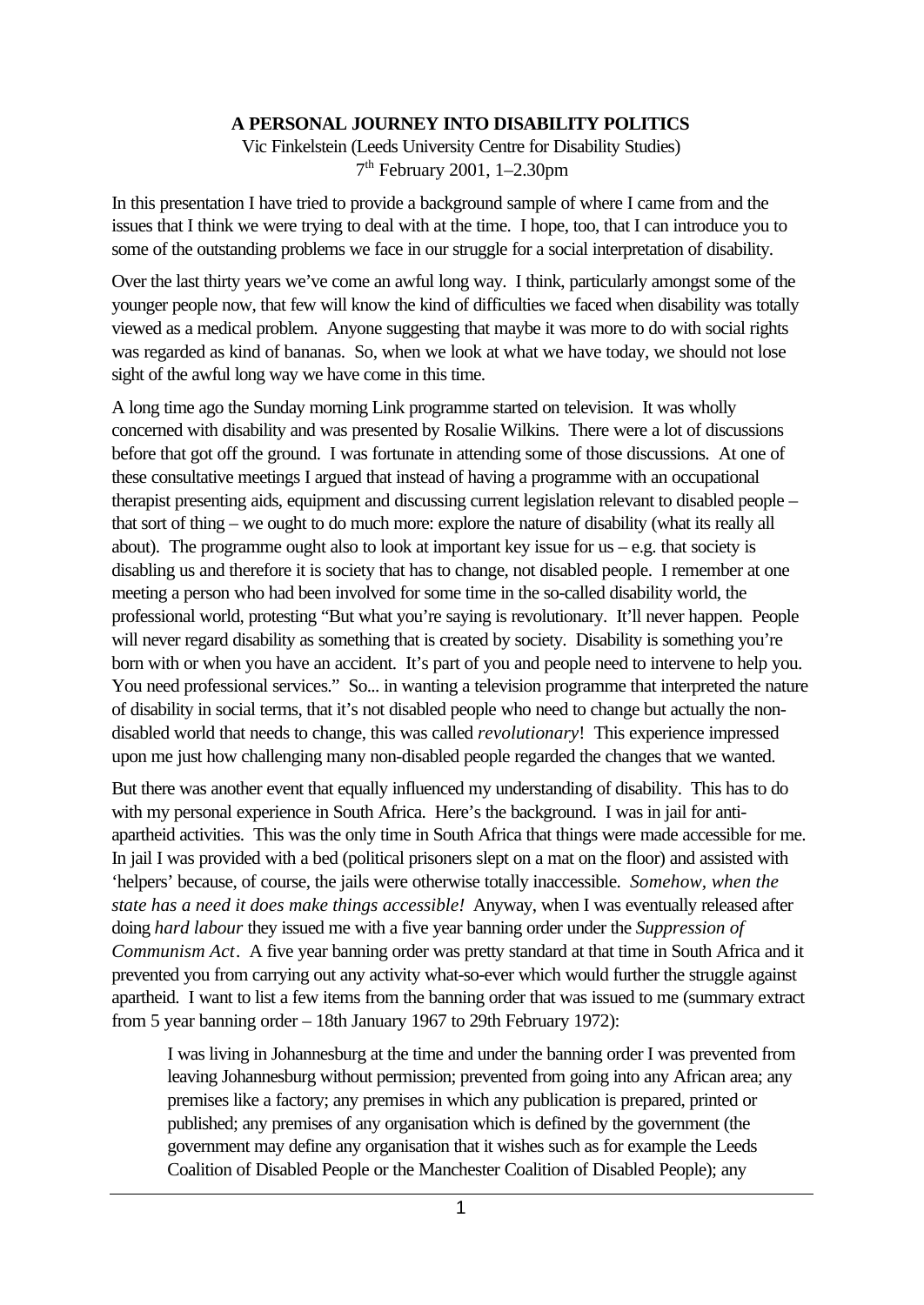# A PERSONAL JOURNEY INTO DISABILITY POLITICS

Vic Finkelstein (Leeds University Centre for Disability Studies)
7th February 2001, 1–2.30pm

In this presentation I have tried to provide a background sample of where I came from and the issues that I think we were trying to deal with at the time. I hope, too, that I can introduce you to some of the outstanding problems we face in our struggle for a social interpretation of disability.

Over the last thirty years we've come an awful long way. I think, particularly amongst some of the younger people now, that few will know the kind of difficulties we faced when disability was totally viewed as a medical problem. Anyone suggesting that maybe it was more to do with social rights was regarded as kind of bananas. So, when we look at what we have today, we should not lose sight of the awful long way we have come in this time.

A long time ago the Sunday morning Link programme started on television. It was wholly concerned with disability and was presented by Rosalie Wilkins. There were a lot of discussions before that got off the ground. I was fortunate in attending some of those discussions. At one of these consultative meetings I argued that instead of having a programme with an occupational therapist presenting aids, equipment and discussing current legislation relevant to disabled people – that sort of thing – we ought to do much more: explore the nature of disability (what its really all about). The programme ought also to look at important key issue for us – e.g. that society is disabling us and therefore it is society that has to change, not disabled people. I remember at one meeting a person who had been involved for some time in the so-called disability world, the professional world, protesting "But what you're saying is revolutionary. It'll never happen. People will never regard disability as something that is created by society. Disability is something you're born with or when you have an accident. It's part of you and people need to intervene to help you. You need professional services." So... in wanting a television programme that interpreted the nature of disability in social terms, that it's not disabled people who need to change but actually the non-disabled world that needs to change, this was called *revolutionary*! This experience impressed upon me just how challenging many non-disabled people regarded the changes that we wanted.

But there was another event that equally influenced my understanding of disability. This has to do with my personal experience in South Africa. Here's the background. I was in jail for anti-apartheid activities. This was the only time in South Africa that things were made accessible for me. In jail I was provided with a bed (political prisoners slept on a mat on the floor) and assisted with 'helpers' because, of course, the jails were otherwise totally inaccessible. *Somehow, when the state has a need it does make things accessible!* Anyway, when I was eventually released after doing *hard labour* they issued me with a five year banning order under the *Suppression of Communism Act*. A five year banning order was pretty standard at that time in South Africa and it prevented you from carrying out any activity what-so-ever which would further the struggle against apartheid. I want to list a few items from the banning order that was issued to me (summary extract from 5 year banning order – 18th January 1967 to 29th February 1972):

> I was living in Johannesburg at the time and under the banning order I was prevented from leaving Johannesburg without permission; prevented from going into any African area; any premises like a factory; any premises in which any publication is prepared, printed or published; any premises of any organisation which is defined by the government (the government may define any organisation that it wishes such as for example the Leeds Coalition of Disabled People or the Manchester Coalition of Disabled People); any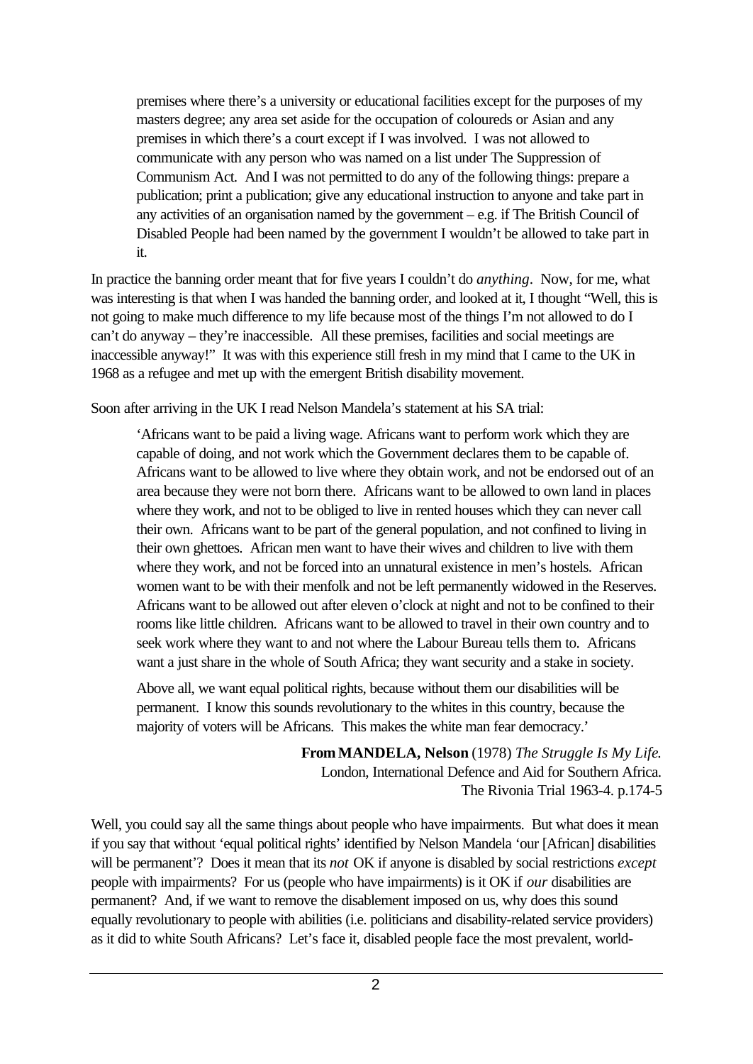> premises where there's a university or educational facilities except for the purposes of my masters degree; any area set aside for the occupation of coloureds or Asian and any premises in which there's a court except if I was involved. I was not allowed to communicate with any person who was named on a list under The Suppression of Communism Act. And I was not permitted to do any of the following things: prepare a publication; print a publication; give any educational instruction to anyone and take part in any activities of an organisation named by the government – e.g. if The British Council of Disabled People had been named by the government I wouldn't be allowed to take part in it.

In practice the banning order meant that for five years I couldn't do *anything*. Now, for me, what was interesting is that when I was handed the banning order, and looked at it, I thought "Well, this is not going to make much difference to my life because most of the things I'm not allowed to do I can't do anyway – they're inaccessible. All these premises, facilities and social meetings are inaccessible anyway!" It was with this experience still fresh in my mind that I came to the UK in 1968 as a refugee and met up with the emergent British disability movement.

Soon after arriving in the UK I read Nelson Mandela's statement at his SA trial:

> 'Africans want to be paid a living wage. Africans want to perform work which they are capable of doing, and not work which the Government declares them to be capable of. Africans want to be allowed to live where they obtain work, and not be endorsed out of an area because they were not born there. Africans want to be allowed to own land in places where they work, and not to be obliged to live in rented houses which they can never call their own. Africans want to be part of the general population, and not confined to living in their own ghettoes. African men want to have their wives and children to live with them where they work, and not be forced into an unnatural existence in men's hostels. African women want to be with their menfolk and not be left permanently widowed in the Reserves. Africans want to be allowed out after eleven o'clock at night and not to be confined to their rooms like little children. Africans want to be allowed to travel in their own country and to seek work where they want to and not where the Labour Bureau tells them to. Africans want a just share in the whole of South Africa; they want security and a stake in society.
>
> Above all, we want equal political rights, because without them our disabilities will be permanent. I know this sounds revolutionary to the whites in this country, because the majority of voters will be Africans. This makes the white man fear democracy.'

**From MANDELA, Nelson** (1978) *The Struggle Is My Life.*
London, International Defence and Aid for Southern Africa.
The Rivonia Trial 1963-4. p.174-5

Well, you could say all the same things about people who have impairments. But what does it mean if you say that without 'equal political rights' identified by Nelson Mandela 'our [African] disabilities will be permanent'? Does it mean that its *not* OK if anyone is disabled by social restrictions *except* people with impairments? For us (people who have impairments) is it OK if *our* disabilities are permanent? And, if we want to remove the disablement imposed on us, why does this sound equally revolutionary to people with abilities (i.e. politicians and disability-related service providers) as it did to white South Africans? Let's face it, disabled people face the most prevalent, world-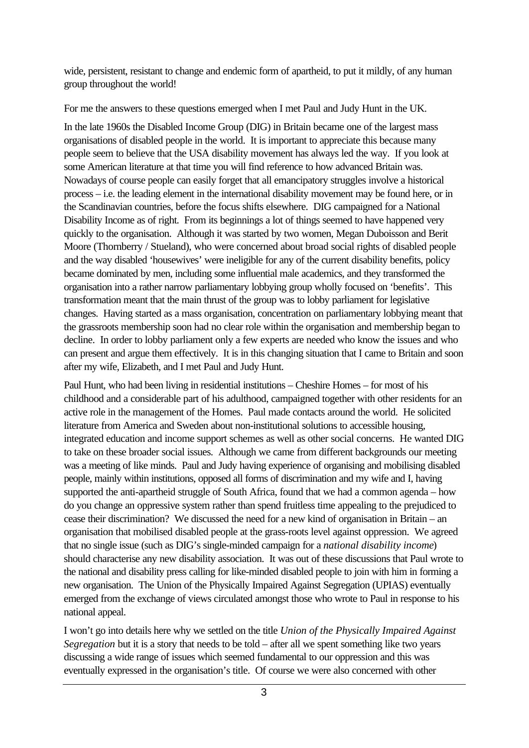wide, persistent, resistant to change and endemic form of apartheid, to put it mildly, of any human group throughout the world!

For me the answers to these questions emerged when I met Paul and Judy Hunt in the UK.

In the late 1960s the Disabled Income Group (DIG) in Britain became one of the largest mass organisations of disabled people in the world. It is important to appreciate this because many people seem to believe that the USA disability movement has always led the way. If you look at some American literature at that time you will find reference to how advanced Britain was. Nowadays of course people can easily forget that all emancipatory struggles involve a historical process – i.e. the leading element in the international disability movement may be found here, or in the Scandinavian countries, before the focus shifts elsewhere. DIG campaigned for a National Disability Income as of right. From its beginnings a lot of things seemed to have happened very quickly to the organisation. Although it was started by two women, Megan Duboisson and Berit Moore (Thornberry / Stueland), who were concerned about broad social rights of disabled people and the way disabled 'housewives' were ineligible for any of the current disability benefits, policy became dominated by men, including some influential male academics, and they transformed the organisation into a rather narrow parliamentary lobbying group wholly focused on 'benefits'. This transformation meant that the main thrust of the group was to lobby parliament for legislative changes. Having started as a mass organisation, concentration on parliamentary lobbying meant that the grassroots membership soon had no clear role within the organisation and membership began to decline. In order to lobby parliament only a few experts are needed who know the issues and who can present and argue them effectively. It is in this changing situation that I came to Britain and soon after my wife, Elizabeth, and I met Paul and Judy Hunt.

Paul Hunt, who had been living in residential institutions – Cheshire Homes – for most of his childhood and a considerable part of his adulthood, campaigned together with other residents for an active role in the management of the Homes. Paul made contacts around the world. He solicited literature from America and Sweden about non-institutional solutions to accessible housing, integrated education and income support schemes as well as other social concerns. He wanted DIG to take on these broader social issues. Although we came from different backgrounds our meeting was a meeting of like minds. Paul and Judy having experience of organising and mobilising disabled people, mainly within institutions, opposed all forms of discrimination and my wife and I, having supported the anti-apartheid struggle of South Africa, found that we had a common agenda – how do you change an oppressive system rather than spend fruitless time appealing to the prejudiced to cease their discrimination? We discussed the need for a new kind of organisation in Britain – an organisation that mobilised disabled people at the grass-roots level against oppression. We agreed that no single issue (such as DIG's single-minded campaign for a *national disability income*) should characterise any new disability association. It was out of these discussions that Paul wrote to the national and disability press calling for like-minded disabled people to join with him in forming a new organisation. The Union of the Physically Impaired Against Segregation (UPIAS) eventually emerged from the exchange of views circulated amongst those who wrote to Paul in response to his national appeal.

I won't go into details here why we settled on the title *Union of the Physically Impaired Against Segregation* but it is a story that needs to be told – after all we spent something like two years discussing a wide range of issues which seemed fundamental to our oppression and this was eventually expressed in the organisation's title. Of course we were also concerned with other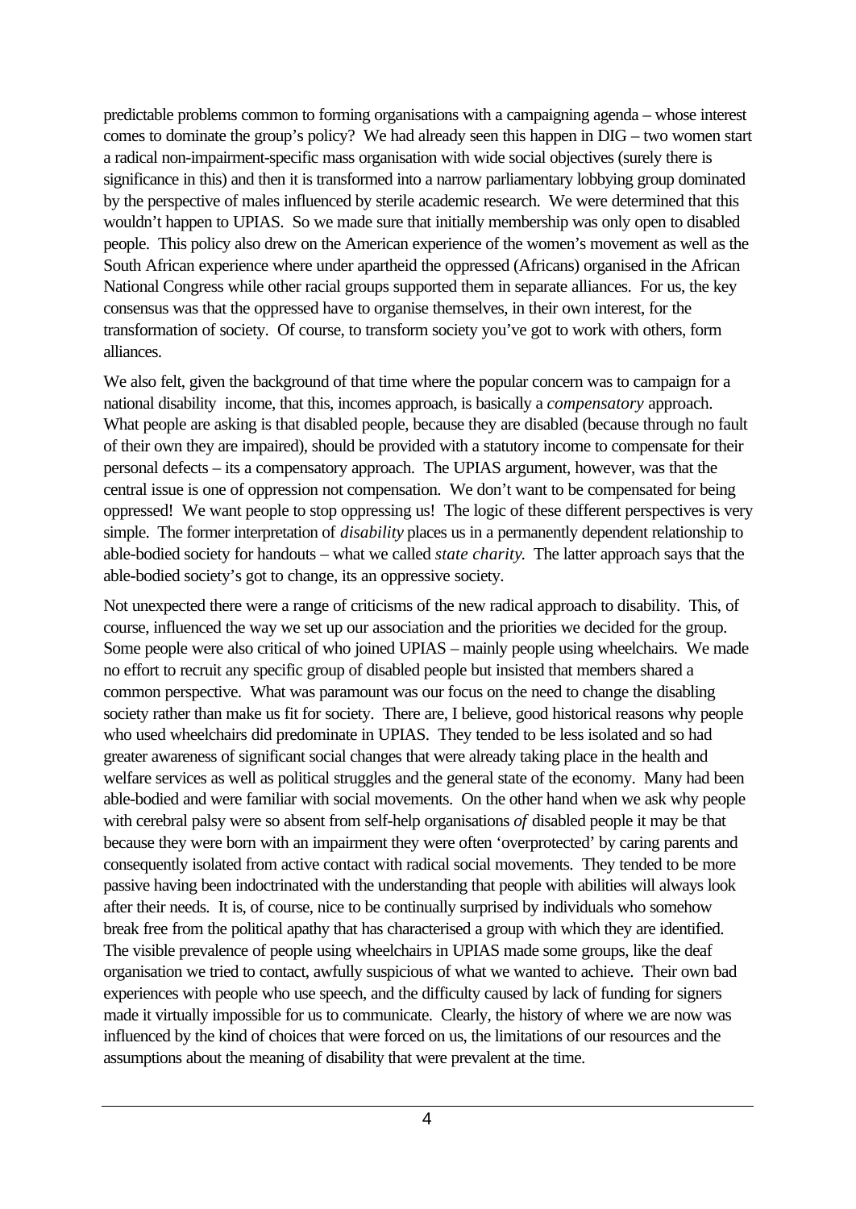predictable problems common to forming organisations with a campaigning agenda – whose interest comes to dominate the group's policy? We had already seen this happen in DIG – two women start a radical non-impairment-specific mass organisation with wide social objectives (surely there is significance in this) and then it is transformed into a narrow parliamentary lobbying group dominated by the perspective of males influenced by sterile academic research. We were determined that this wouldn't happen to UPIAS. So we made sure that initially membership was only open to disabled people. This policy also drew on the American experience of the women's movement as well as the South African experience where under apartheid the oppressed (Africans) organised in the African National Congress while other racial groups supported them in separate alliances. For us, the key consensus was that the oppressed have to organise themselves, in their own interest, for the transformation of society. Of course, to transform society you've got to work with others, form alliances.

We also felt, given the background of that time where the popular concern was to campaign for a national disability income, that this, incomes approach, is basically a *compensatory* approach. What people are asking is that disabled people, because they are disabled (because through no fault of their own they are impaired), should be provided with a statutory income to compensate for their personal defects – its a compensatory approach. The UPIAS argument, however, was that the central issue is one of oppression not compensation. We don't want to be compensated for being oppressed! We want people to stop oppressing us! The logic of these different perspectives is very simple. The former interpretation of *disability* places us in a permanently dependent relationship to able-bodied society for handouts – what we called *state charity.* The latter approach says that the able-bodied society's got to change, its an oppressive society.

Not unexpected there were a range of criticisms of the new radical approach to disability. This, of course, influenced the way we set up our association and the priorities we decided for the group. Some people were also critical of who joined UPIAS – mainly people using wheelchairs. We made no effort to recruit any specific group of disabled people but insisted that members shared a common perspective. What was paramount was our focus on the need to change the disabling society rather than make us fit for society. There are, I believe, good historical reasons why people who used wheelchairs did predominate in UPIAS. They tended to be less isolated and so had greater awareness of significant social changes that were already taking place in the health and welfare services as well as political struggles and the general state of the economy. Many had been able-bodied and were familiar with social movements. On the other hand when we ask why people with cerebral palsy were so absent from self-help organisations *of* disabled people it may be that because they were born with an impairment they were often 'overprotected' by caring parents and consequently isolated from active contact with radical social movements. They tended to be more passive having been indoctrinated with the understanding that people with abilities will always look after their needs. It is, of course, nice to be continually surprised by individuals who somehow break free from the political apathy that has characterised a group with which they are identified. The visible prevalence of people using wheelchairs in UPIAS made some groups, like the deaf organisation we tried to contact, awfully suspicious of what we wanted to achieve. Their own bad experiences with people who use speech, and the difficulty caused by lack of funding for signers made it virtually impossible for us to communicate. Clearly, the history of where we are now was influenced by the kind of choices that were forced on us, the limitations of our resources and the assumptions about the meaning of disability that were prevalent at the time.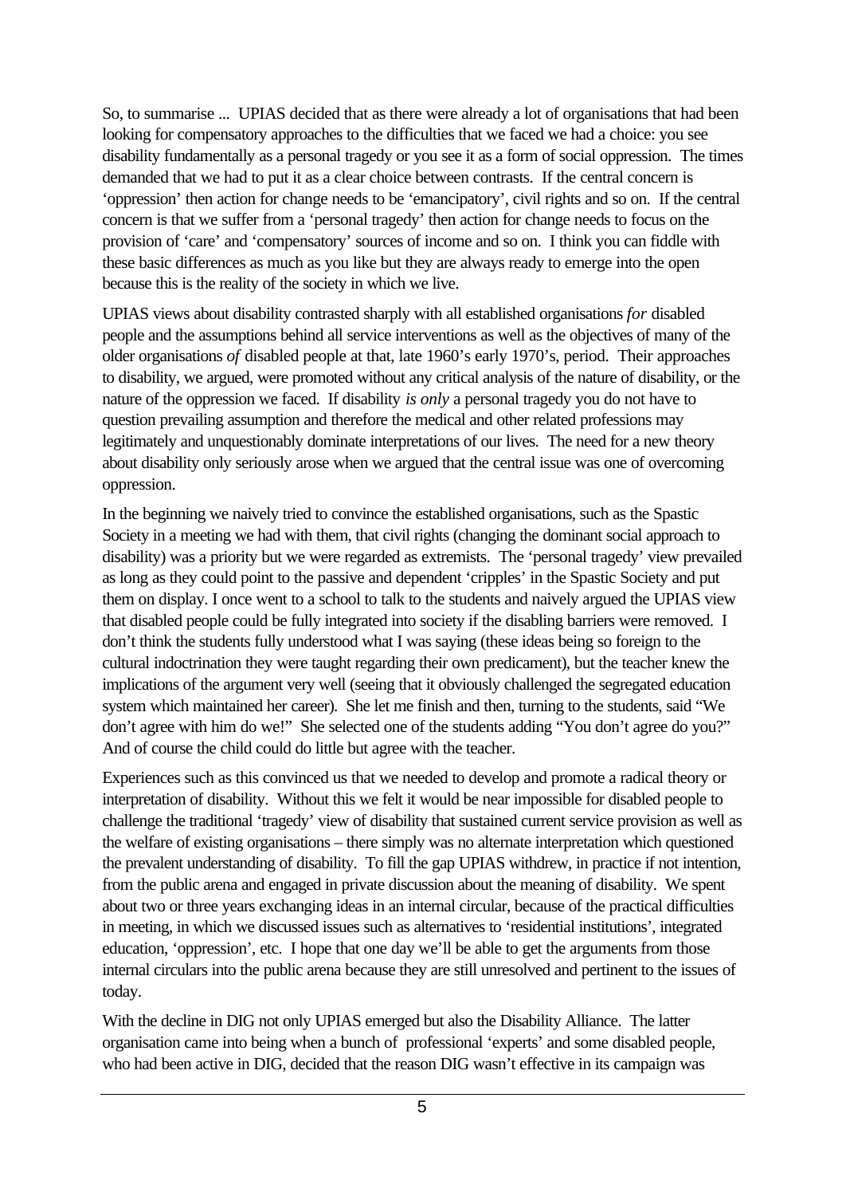So, to summarise ... UPIAS decided that as there were already a lot of organisations that had been looking for compensatory approaches to the difficulties that we faced we had a choice: you see disability fundamentally as a personal tragedy or you see it as a form of social oppression. The times demanded that we had to put it as a clear choice between contrasts. If the central concern is 'oppression' then action for change needs to be 'emancipatory', civil rights and so on. If the central concern is that we suffer from a 'personal tragedy' then action for change needs to focus on the provision of 'care' and 'compensatory' sources of income and so on. I think you can fiddle with these basic differences as much as you like but they are always ready to emerge into the open because this is the reality of the society in which we live.

UPIAS views about disability contrasted sharply with all established organisations *for* disabled people and the assumptions behind all service interventions as well as the objectives of many of the older organisations *of* disabled people at that, late 1960's early 1970's, period. Their approaches to disability, we argued, were promoted without any critical analysis of the nature of disability, or the nature of the oppression we faced. If disability *is only* a personal tragedy you do not have to question prevailing assumption and therefore the medical and other related professions may legitimately and unquestionably dominate interpretations of our lives. The need for a new theory about disability only seriously arose when we argued that the central issue was one of overcoming oppression.

In the beginning we naively tried to convince the established organisations, such as the Spastic Society in a meeting we had with them, that civil rights (changing the dominant social approach to disability) was a priority but we were regarded as extremists. The 'personal tragedy' view prevailed as long as they could point to the passive and dependent 'cripples' in the Spastic Society and put them on display. I once went to a school to talk to the students and naively argued the UPIAS view that disabled people could be fully integrated into society if the disabling barriers were removed. I don't think the students fully understood what I was saying (these ideas being so foreign to the cultural indoctrination they were taught regarding their own predicament), but the teacher knew the implications of the argument very well (seeing that it obviously challenged the segregated education system which maintained her career). She let me finish and then, turning to the students, said "We don't agree with him do we!" She selected one of the students adding "You don't agree do you?" And of course the child could do little but agree with the teacher.

Experiences such as this convinced us that we needed to develop and promote a radical theory or interpretation of disability. Without this we felt it would be near impossible for disabled people to challenge the traditional 'tragedy' view of disability that sustained current service provision as well as the welfare of existing organisations – there simply was no alternate interpretation which questioned the prevalent understanding of disability. To fill the gap UPIAS withdrew, in practice if not intention, from the public arena and engaged in private discussion about the meaning of disability. We spent about two or three years exchanging ideas in an internal circular, because of the practical difficulties in meeting, in which we discussed issues such as alternatives to 'residential institutions', integrated education, 'oppression', etc. I hope that one day we'll be able to get the arguments from those internal circulars into the public arena because they are still unresolved and pertinent to the issues of today.

With the decline in DIG not only UPIAS emerged but also the Disability Alliance. The latter organisation came into being when a bunch of professional 'experts' and some disabled people, who had been active in DIG, decided that the reason DIG wasn't effective in its campaign was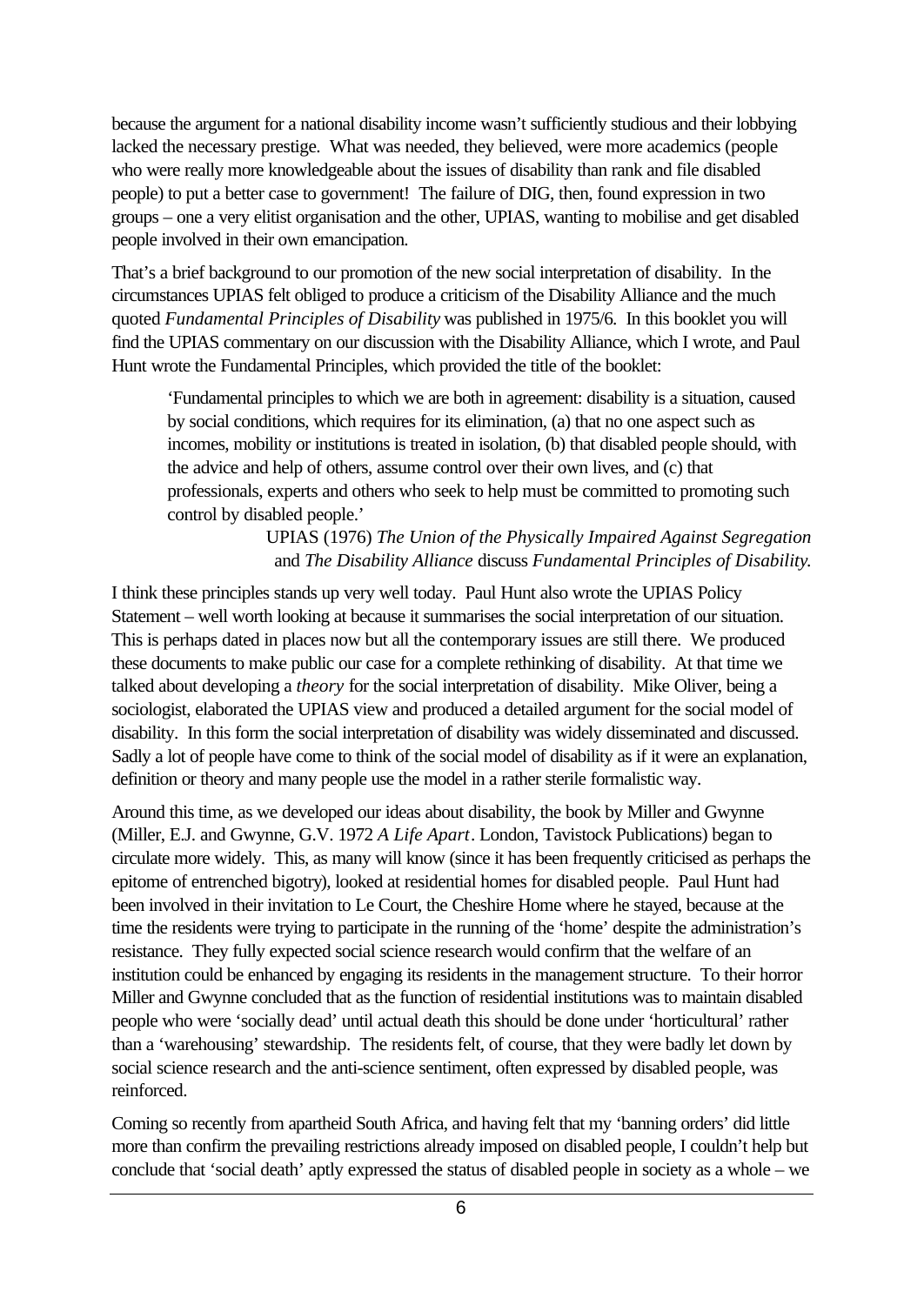because the argument for a national disability income wasn't sufficiently studious and their lobbying lacked the necessary prestige. What was needed, they believed, were more academics (people who were really more knowledgeable about the issues of disability than rank and file disabled people) to put a better case to government! The failure of DIG, then, found expression in two groups – one a very elitist organisation and the other, UPIAS, wanting to mobilise and get disabled people involved in their own emancipation.

That's a brief background to our promotion of the new social interpretation of disability. In the circumstances UPIAS felt obliged to produce a criticism of the Disability Alliance and the much quoted *Fundamental Principles of Disability* was published in 1975/6. In this booklet you will find the UPIAS commentary on our discussion with the Disability Alliance, which I wrote, and Paul Hunt wrote the Fundamental Principles, which provided the title of the booklet:

> 'Fundamental principles to which we are both in agreement: disability is a situation, caused by social conditions, which requires for its elimination, (a) that no one aspect such as incomes, mobility or institutions is treated in isolation, (b) that disabled people should, with the advice and help of others, assume control over their own lives, and (c) that professionals, experts and others who seek to help must be committed to promoting such control by disabled people.'
>
> UPIAS (1976) *The Union of the Physically Impaired Against Segregation* and *The Disability Alliance* discuss *Fundamental Principles of Disability.*

I think these principles stands up very well today. Paul Hunt also wrote the UPIAS Policy Statement – well worth looking at because it summarises the social interpretation of our situation. This is perhaps dated in places now but all the contemporary issues are still there. We produced these documents to make public our case for a complete rethinking of disability. At that time we talked about developing a *theory* for the social interpretation of disability. Mike Oliver, being a sociologist, elaborated the UPIAS view and produced a detailed argument for the social model of disability. In this form the social interpretation of disability was widely disseminated and discussed. Sadly a lot of people have come to think of the social model of disability as if it were an explanation, definition or theory and many people use the model in a rather sterile formalistic way.

Around this time, as we developed our ideas about disability, the book by Miller and Gwynne (Miller, E.J. and Gwynne, G.V. 1972 *A Life Apart*. London, Tavistock Publications) began to circulate more widely. This, as many will know (since it has been frequently criticised as perhaps the epitome of entrenched bigotry), looked at residential homes for disabled people. Paul Hunt had been involved in their invitation to Le Court, the Cheshire Home where he stayed, because at the time the residents were trying to participate in the running of the 'home' despite the administration's resistance. They fully expected social science research would confirm that the welfare of an institution could be enhanced by engaging its residents in the management structure. To their horror Miller and Gwynne concluded that as the function of residential institutions was to maintain disabled people who were 'socially dead' until actual death this should be done under 'horticultural' rather than a 'warehousing' stewardship. The residents felt, of course, that they were badly let down by social science research and the anti-science sentiment, often expressed by disabled people, was reinforced.

Coming so recently from apartheid South Africa, and having felt that my 'banning orders' did little more than confirm the prevailing restrictions already imposed on disabled people, I couldn't help but conclude that 'social death' aptly expressed the status of disabled people in society as a whole – we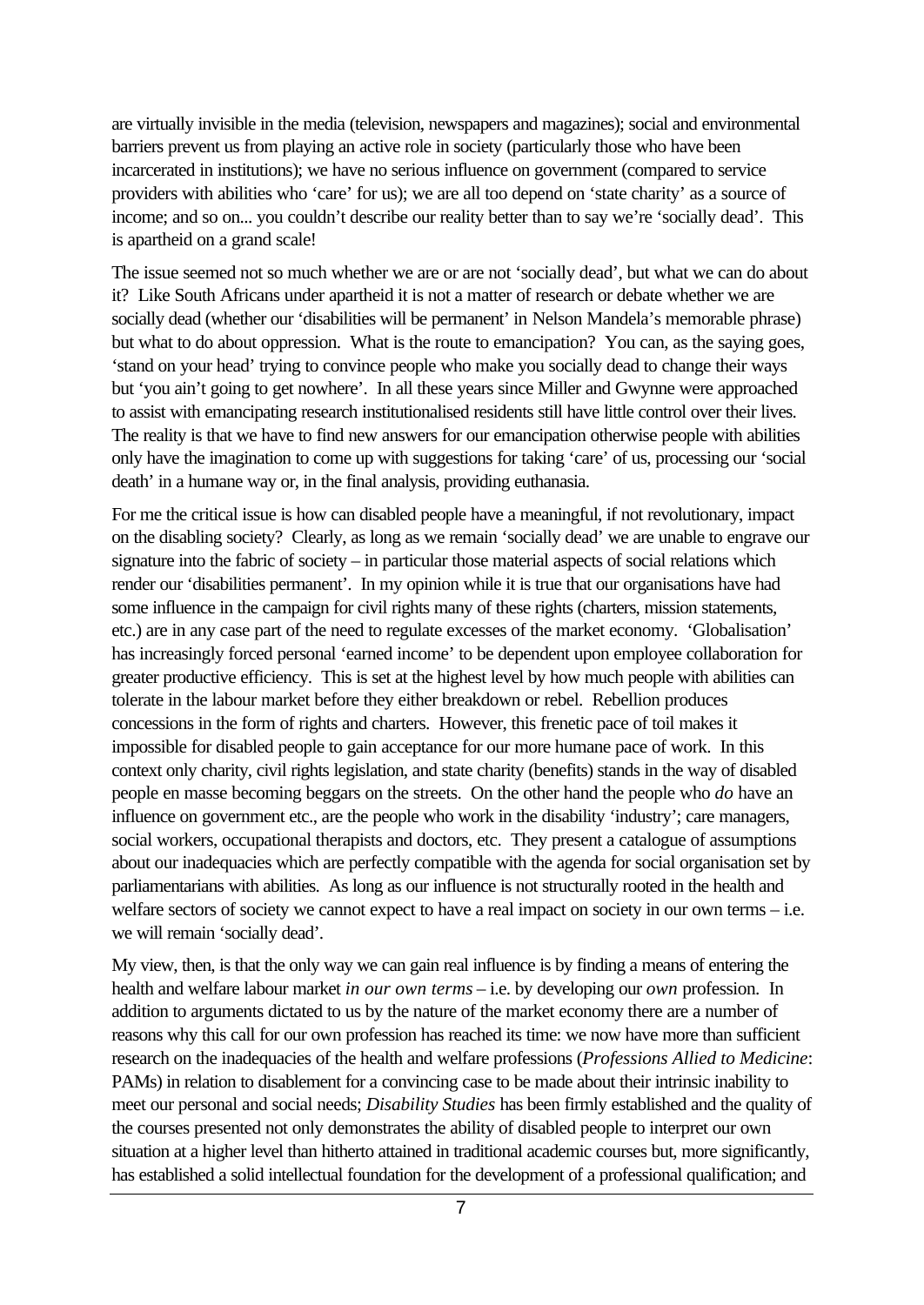are virtually invisible in the media (television, newspapers and magazines); social and environmental barriers prevent us from playing an active role in society (particularly those who have been incarcerated in institutions); we have no serious influence on government (compared to service providers with abilities who 'care' for us); we are all too depend on 'state charity' as a source of income; and so on... you couldn't describe our reality better than to say we're 'socially dead'. This is apartheid on a grand scale!

The issue seemed not so much whether we are or are not 'socially dead', but what we can do about it? Like South Africans under apartheid it is not a matter of research or debate whether we are socially dead (whether our 'disabilities will be permanent' in Nelson Mandela's memorable phrase) but what to do about oppression. What is the route to emancipation? You can, as the saying goes, 'stand on your head' trying to convince people who make you socially dead to change their ways but 'you ain't going to get nowhere'. In all these years since Miller and Gwynne were approached to assist with emancipating research institutionalised residents still have little control over their lives. The reality is that we have to find new answers for our emancipation otherwise people with abilities only have the imagination to come up with suggestions for taking 'care' of us, processing our 'social death' in a humane way or, in the final analysis, providing euthanasia.

For me the critical issue is how can disabled people have a meaningful, if not revolutionary, impact on the disabling society? Clearly, as long as we remain 'socially dead' we are unable to engrave our signature into the fabric of society – in particular those material aspects of social relations which render our 'disabilities permanent'. In my opinion while it is true that our organisations have had some influence in the campaign for civil rights many of these rights (charters, mission statements, etc.) are in any case part of the need to regulate excesses of the market economy. 'Globalisation' has increasingly forced personal 'earned income' to be dependent upon employee collaboration for greater productive efficiency. This is set at the highest level by how much people with abilities can tolerate in the labour market before they either breakdown or rebel. Rebellion produces concessions in the form of rights and charters. However, this frenetic pace of toil makes it impossible for disabled people to gain acceptance for our more humane pace of work. In this context only charity, civil rights legislation, and state charity (benefits) stands in the way of disabled people en masse becoming beggars on the streets. On the other hand the people who *do* have an influence on government etc., are the people who work in the disability 'industry'; care managers, social workers, occupational therapists and doctors, etc. They present a catalogue of assumptions about our inadequacies which are perfectly compatible with the agenda for social organisation set by parliamentarians with abilities. As long as our influence is not structurally rooted in the health and welfare sectors of society we cannot expect to have a real impact on society in our own terms – i.e. we will remain 'socially dead'.

My view, then, is that the only way we can gain real influence is by finding a means of entering the health and welfare labour market *in our own terms* – i.e. by developing our *own* profession. In addition to arguments dictated to us by the nature of the market economy there are a number of reasons why this call for our own profession has reached its time: we now have more than sufficient research on the inadequacies of the health and welfare professions (*Professions Allied to Medicine*: PAMs) in relation to disablement for a convincing case to be made about their intrinsic inability to meet our personal and social needs; *Disability Studies* has been firmly established and the quality of the courses presented not only demonstrates the ability of disabled people to interpret our own situation at a higher level than hitherto attained in traditional academic courses but, more significantly, has established a solid intellectual foundation for the development of a professional qualification; and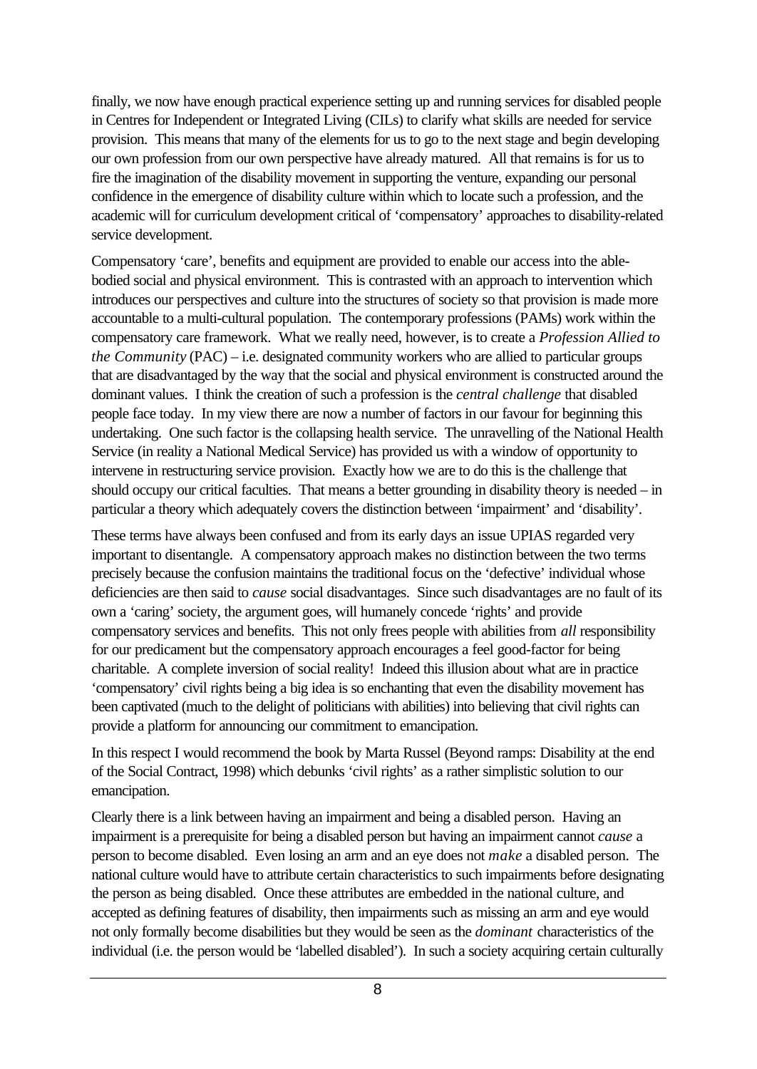finally, we now have enough practical experience setting up and running services for disabled people in Centres for Independent or Integrated Living (CILs) to clarify what skills are needed for service provision. This means that many of the elements for us to go to the next stage and begin developing our own profession from our own perspective have already matured. All that remains is for us to fire the imagination of the disability movement in supporting the venture, expanding our personal confidence in the emergence of disability culture within which to locate such a profession, and the academic will for curriculum development critical of 'compensatory' approaches to disability-related service development.

Compensatory 'care', benefits and equipment are provided to enable our access into the able-bodied social and physical environment. This is contrasted with an approach to intervention which introduces our perspectives and culture into the structures of society so that provision is made more accountable to a multi-cultural population. The contemporary professions (PAMs) work within the compensatory care framework. What we really need, however, is to create a *Profession Allied to the Community* (PAC) – i.e. designated community workers who are allied to particular groups that are disadvantaged by the way that the social and physical environment is constructed around the dominant values. I think the creation of such a profession is the *central challenge* that disabled people face today. In my view there are now a number of factors in our favour for beginning this undertaking. One such factor is the collapsing health service. The unravelling of the National Health Service (in reality a National Medical Service) has provided us with a window of opportunity to intervene in restructuring service provision. Exactly how we are to do this is the challenge that should occupy our critical faculties. That means a better grounding in disability theory is needed – in particular a theory which adequately covers the distinction between 'impairment' and 'disability'.

These terms have always been confused and from its early days an issue UPIAS regarded very important to disentangle. A compensatory approach makes no distinction between the two terms precisely because the confusion maintains the traditional focus on the 'defective' individual whose deficiencies are then said to *cause* social disadvantages. Since such disadvantages are no fault of its own a 'caring' society, the argument goes, will humanely concede 'rights' and provide compensatory services and benefits. This not only frees people with abilities from *all* responsibility for our predicament but the compensatory approach encourages a feel good-factor for being charitable. A complete inversion of social reality! Indeed this illusion about what are in practice 'compensatory' civil rights being a big idea is so enchanting that even the disability movement has been captivated (much to the delight of politicians with abilities) into believing that civil rights can provide a platform for announcing our commitment to emancipation.

In this respect I would recommend the book by Marta Russel (Beyond ramps: Disability at the end of the Social Contract, 1998) which debunks 'civil rights' as a rather simplistic solution to our emancipation.

Clearly there is a link between having an impairment and being a disabled person. Having an impairment is a prerequisite for being a disabled person but having an impairment cannot *cause* a person to become disabled. Even losing an arm and an eye does not *make* a disabled person. The national culture would have to attribute certain characteristics to such impairments before designating the person as being disabled. Once these attributes are embedded in the national culture, and accepted as defining features of disability, then impairments such as missing an arm and eye would not only formally become disabilities but they would be seen as the *dominant* characteristics of the individual (i.e. the person would be 'labelled disabled'). In such a society acquiring certain culturally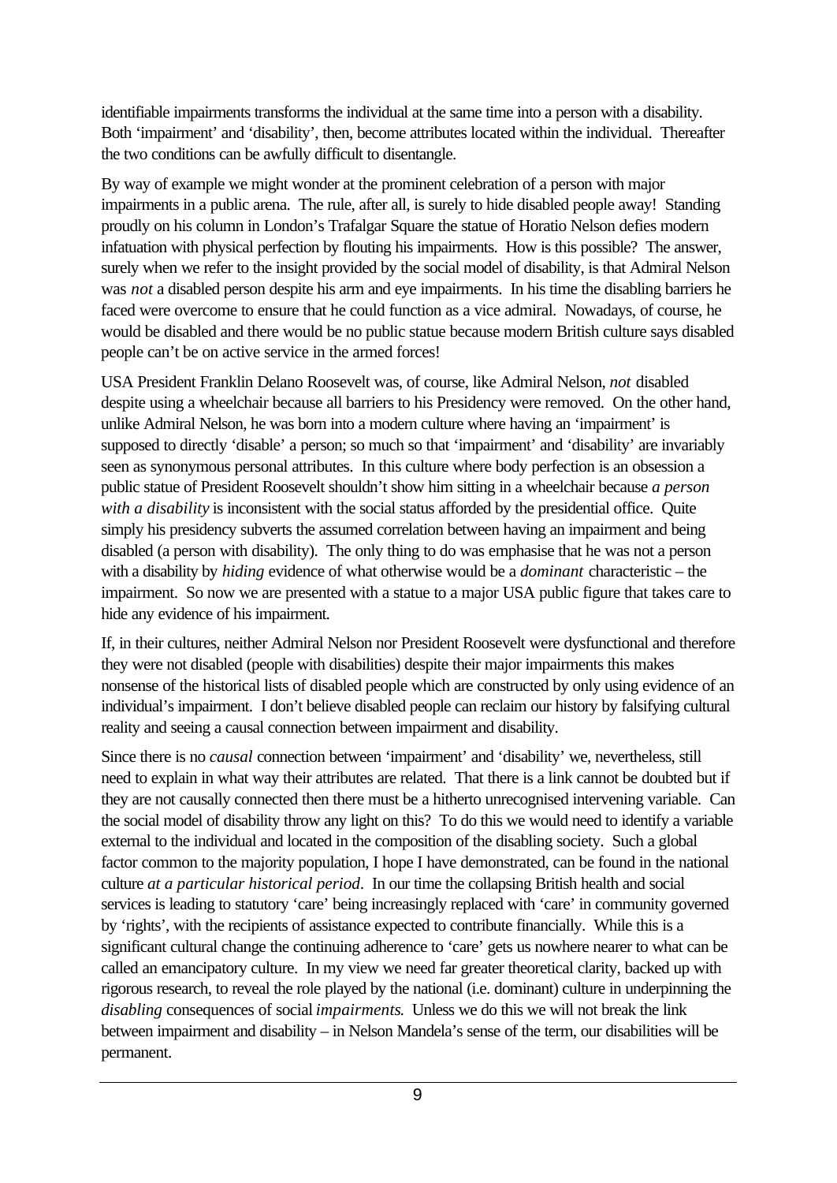identifiable impairments transforms the individual at the same time into a person with a disability. Both 'impairment' and 'disability', then, become attributes located within the individual. Thereafter the two conditions can be awfully difficult to disentangle.

By way of example we might wonder at the prominent celebration of a person with major impairments in a public arena. The rule, after all, is surely to hide disabled people away! Standing proudly on his column in London's Trafalgar Square the statue of Horatio Nelson defies modern infatuation with physical perfection by flouting his impairments. How is this possible? The answer, surely when we refer to the insight provided by the social model of disability, is that Admiral Nelson was *not* a disabled person despite his arm and eye impairments. In his time the disabling barriers he faced were overcome to ensure that he could function as a vice admiral. Nowadays, of course, he would be disabled and there would be no public statue because modern British culture says disabled people can't be on active service in the armed forces!

USA President Franklin Delano Roosevelt was, of course, like Admiral Nelson, *not* disabled despite using a wheelchair because all barriers to his Presidency were removed. On the other hand, unlike Admiral Nelson, he was born into a modern culture where having an 'impairment' is supposed to directly 'disable' a person; so much so that 'impairment' and 'disability' are invariably seen as synonymous personal attributes. In this culture where body perfection is an obsession a public statue of President Roosevelt shouldn't show him sitting in a wheelchair because *a person with a disability* is inconsistent with the social status afforded by the presidential office. Quite simply his presidency subverts the assumed correlation between having an impairment and being disabled (a person with disability). The only thing to do was emphasise that he was not a person with a disability by *hiding* evidence of what otherwise would be a *dominant* characteristic – the impairment. So now we are presented with a statue to a major USA public figure that takes care to hide any evidence of his impairment.

If, in their cultures, neither Admiral Nelson nor President Roosevelt were dysfunctional and therefore they were not disabled (people with disabilities) despite their major impairments this makes nonsense of the historical lists of disabled people which are constructed by only using evidence of an individual's impairment. I don't believe disabled people can reclaim our history by falsifying cultural reality and seeing a causal connection between impairment and disability.

Since there is no *causal* connection between 'impairment' and 'disability' we, nevertheless, still need to explain in what way their attributes are related. That there is a link cannot be doubted but if they are not causally connected then there must be a hitherto unrecognised intervening variable. Can the social model of disability throw any light on this? To do this we would need to identify a variable external to the individual and located in the composition of the disabling society. Such a global factor common to the majority population, I hope I have demonstrated, can be found in the national culture *at a particular historical period*. In our time the collapsing British health and social services is leading to statutory 'care' being increasingly replaced with 'care' in community governed by 'rights', with the recipients of assistance expected to contribute financially. While this is a significant cultural change the continuing adherence to 'care' gets us nowhere nearer to what can be called an emancipatory culture. In my view we need far greater theoretical clarity, backed up with rigorous research, to reveal the role played by the national (i.e. dominant) culture in underpinning the *disabling* consequences of social *impairments*. Unless we do this we will not break the link between impairment and disability – in Nelson Mandela's sense of the term, our disabilities will be permanent.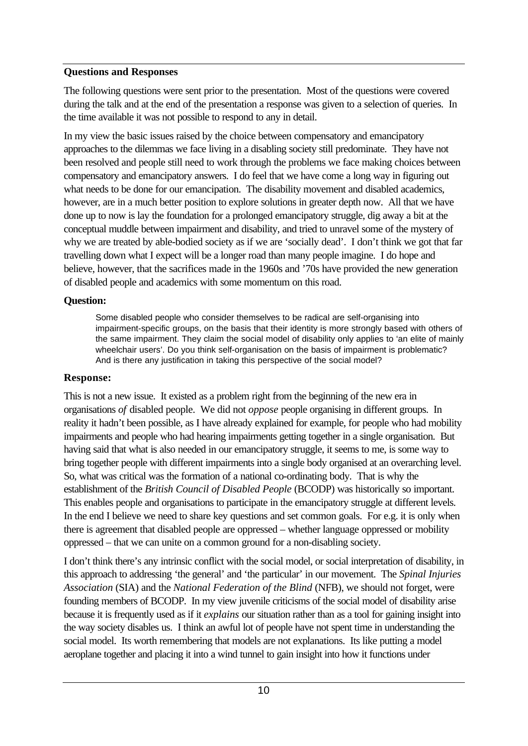## Questions and Responses

The following questions were sent prior to the presentation. Most of the questions were covered during the talk and at the end of the presentation a response was given to a selection of queries. In the time available it was not possible to respond to any in detail.

In my view the basic issues raised by the choice between compensatory and emancipatory approaches to the dilemmas we face living in a disabling society still predominate. They have not been resolved and people still need to work through the problems we face making choices between compensatory and emancipatory answers. I do feel that we have come a long way in figuring out what needs to be done for our emancipation. The disability movement and disabled academics, however, are in a much better position to explore solutions in greater depth now. All that we have done up to now is lay the foundation for a prolonged emancipatory struggle, dig away a bit at the conceptual muddle between impairment and disability, and tried to unravel some of the mystery of why we are treated by able-bodied society as if we are 'socially dead'. I don't think we got that far travelling down what I expect will be a longer road than many people imagine. I do hope and believe, however, that the sacrifices made in the 1960s and '70s have provided the new generation of disabled people and academics with some momentum on this road.

**Question:**

> Some disabled people who consider themselves to be radical are self-organising into impairment-specific groups, on the basis that their identity is more strongly based with others of the same impairment. They claim the social model of disability only applies to 'an elite of mainly wheelchair users'. Do you think self-organisation on the basis of impairment is problematic? And is there any justification in taking this perspective of the social model?

**Response:**

This is not a new issue. It existed as a problem right from the beginning of the new era in organisations *of* disabled people. We did not *oppose* people organising in different groups. In reality it hadn't been possible, as I have already explained for example, for people who had mobility impairments and people who had hearing impairments getting together in a single organisation. But having said that what is also needed in our emancipatory struggle, it seems to me, is some way to bring together people with different impairments into a single body organised at an overarching level. So, what was critical was the formation of a national co-ordinating body. That is why the establishment of the *British Council of Disabled People* (BCODP) was historically so important. This enables people and organisations to participate in the emancipatory struggle at different levels. In the end I believe we need to share key questions and set common goals. For e.g. it is only when there is agreement that disabled people are oppressed – whether language oppressed or mobility oppressed – that we can unite on a common ground for a non-disabling society.

I don't think there's any intrinsic conflict with the social model, or social interpretation of disability, in this approach to addressing 'the general' and 'the particular' in our movement. The *Spinal Injuries Association* (SIA) and the *National Federation of the Blind* (NFB), we should not forget, were founding members of BCODP. In my view juvenile criticisms of the social model of disability arise because it is frequently used as if it *explains* our situation rather than as a tool for gaining insight into the way society disables us. I think an awful lot of people have not spent time in understanding the social model. Its worth remembering that models are not explanations. Its like putting a model aeroplane together and placing it into a wind tunnel to gain insight into how it functions under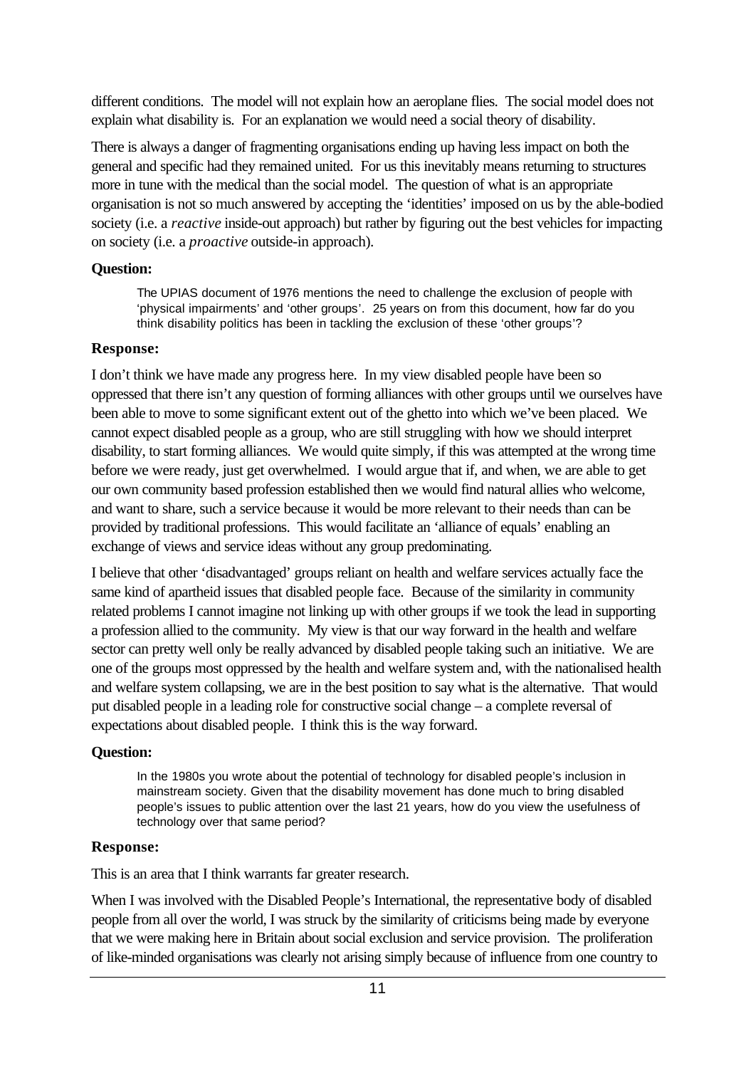different conditions. The model will not explain how an aeroplane flies. The social model does not explain what disability is. For an explanation we would need a social theory of disability.

There is always a danger of fragmenting organisations ending up having less impact on both the general and specific had they remained united. For us this inevitably means returning to structures more in tune with the medical than the social model. The question of what is an appropriate organisation is not so much answered by accepting the 'identities' imposed on us by the able-bodied society (i.e. a *reactive* inside-out approach) but rather by figuring out the best vehicles for impacting on society (i.e. a *proactive* outside-in approach).

**Question:**

> The UPIAS document of 1976 mentions the need to challenge the exclusion of people with 'physical impairments' and 'other groups'. 25 years on from this document, how far do you think disability politics has been in tackling the exclusion of these 'other groups'?

**Response:**

I don't think we have made any progress here. In my view disabled people have been so oppressed that there isn't any question of forming alliances with other groups until we ourselves have been able to move to some significant extent out of the ghetto into which we've been placed. We cannot expect disabled people as a group, who are still struggling with how we should interpret disability, to start forming alliances. We would quite simply, if this was attempted at the wrong time before we were ready, just get overwhelmed. I would argue that if, and when, we are able to get our own community based profession established then we would find natural allies who welcome, and want to share, such a service because it would be more relevant to their needs than can be provided by traditional professions. This would facilitate an 'alliance of equals' enabling an exchange of views and service ideas without any group predominating.

I believe that other 'disadvantaged' groups reliant on health and welfare services actually face the same kind of apartheid issues that disabled people face. Because of the similarity in community related problems I cannot imagine not linking up with other groups if we took the lead in supporting a profession allied to the community. My view is that our way forward in the health and welfare sector can pretty well only be really advanced by disabled people taking such an initiative. We are one of the groups most oppressed by the health and welfare system and, with the nationalised health and welfare system collapsing, we are in the best position to say what is the alternative. That would put disabled people in a leading role for constructive social change – a complete reversal of expectations about disabled people. I think this is the way forward.

**Question:**

> In the 1980s you wrote about the potential of technology for disabled people's inclusion in mainstream society. Given that the disability movement has done much to bring disabled people's issues to public attention over the last 21 years, how do you view the usefulness of technology over that same period?

**Response:**

This is an area that I think warrants far greater research.

When I was involved with the Disabled People's International, the representative body of disabled people from all over the world, I was struck by the similarity of criticisms being made by everyone that we were making here in Britain about social exclusion and service provision. The proliferation of like-minded organisations was clearly not arising simply because of influence from one country to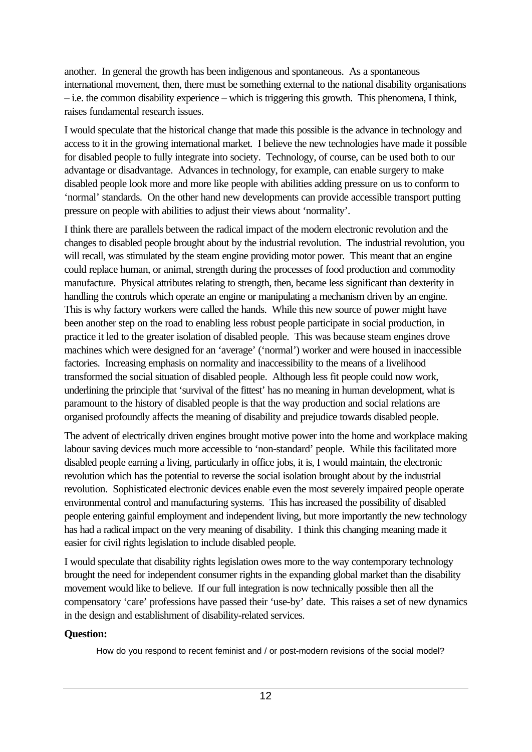another. In general the growth has been indigenous and spontaneous. As a spontaneous international movement, then, there must be something external to the national disability organisations – i.e. the common disability experience – which is triggering this growth. This phenomena, I think, raises fundamental research issues.

I would speculate that the historical change that made this possible is the advance in technology and access to it in the growing international market. I believe the new technologies have made it possible for disabled people to fully integrate into society. Technology, of course, can be used both to our advantage or disadvantage. Advances in technology, for example, can enable surgery to make disabled people look more and more like people with abilities adding pressure on us to conform to 'normal' standards. On the other hand new developments can provide accessible transport putting pressure on people with abilities to adjust their views about 'normality'.

I think there are parallels between the radical impact of the modern electronic revolution and the changes to disabled people brought about by the industrial revolution. The industrial revolution, you will recall, was stimulated by the steam engine providing motor power. This meant that an engine could replace human, or animal, strength during the processes of food production and commodity manufacture. Physical attributes relating to strength, then, became less significant than dexterity in handling the controls which operate an engine or manipulating a mechanism driven by an engine. This is why factory workers were called the hands. While this new source of power might have been another step on the road to enabling less robust people participate in social production, in practice it led to the greater isolation of disabled people. This was because steam engines drove machines which were designed for an 'average' ('normal') worker and were housed in inaccessible factories. Increasing emphasis on normality and inaccessibility to the means of a livelihood transformed the social situation of disabled people. Although less fit people could now work, underlining the principle that 'survival of the fittest' has no meaning in human development, what is paramount to the history of disabled people is that the way production and social relations are organised profoundly affects the meaning of disability and prejudice towards disabled people.

The advent of electrically driven engines brought motive power into the home and workplace making labour saving devices much more accessible to 'non-standard' people. While this facilitated more disabled people earning a living, particularly in office jobs, it is, I would maintain, the electronic revolution which has the potential to reverse the social isolation brought about by the industrial revolution. Sophisticated electronic devices enable even the most severely impaired people operate environmental control and manufacturing systems. This has increased the possibility of disabled people entering gainful employment and independent living, but more importantly the new technology has had a radical impact on the very meaning of disability. I think this changing meaning made it easier for civil rights legislation to include disabled people.

I would speculate that disability rights legislation owes more to the way contemporary technology brought the need for independent consumer rights in the expanding global market than the disability movement would like to believe. If our full integration is now technically possible then all the compensatory 'care' professions have passed their 'use-by' date. This raises a set of new dynamics in the design and establishment of disability-related services.

**Question:**

How do you respond to recent feminist and / or post-modern revisions of the social model?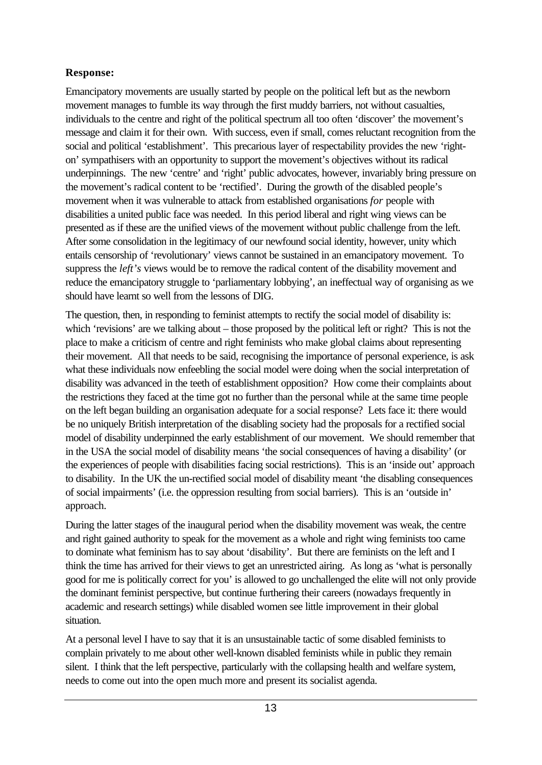**Response:**

Emancipatory movements are usually started by people on the political left but as the newborn movement manages to fumble its way through the first muddy barriers, not without casualties, individuals to the centre and right of the political spectrum all too often 'discover' the movement's message and claim it for their own. With success, even if small, comes reluctant recognition from the social and political 'establishment'. This precarious layer of respectability provides the new 'right-on' sympathisers with an opportunity to support the movement's objectives without its radical underpinnings. The new 'centre' and 'right' public advocates, however, invariably bring pressure on the movement's radical content to be 'rectified'. During the growth of the disabled people's movement when it was vulnerable to attack from established organisations *for* people with disabilities a united public face was needed. In this period liberal and right wing views can be presented as if these are the unified views of the movement without public challenge from the left. After some consolidation in the legitimacy of our newfound social identity, however, unity which entails censorship of 'revolutionary' views cannot be sustained in an emancipatory movement. To suppress the *left's* views would be to remove the radical content of the disability movement and reduce the emancipatory struggle to 'parliamentary lobbying', an ineffectual way of organising as we should have learnt so well from the lessons of DIG.

The question, then, in responding to feminist attempts to rectify the social model of disability is: which 'revisions' are we talking about – those proposed by the political left or right? This is not the place to make a criticism of centre and right feminists who make global claims about representing their movement. All that needs to be said, recognising the importance of personal experience, is ask what these individuals now enfeebling the social model were doing when the social interpretation of disability was advanced in the teeth of establishment opposition? How come their complaints about the restrictions they faced at the time got no further than the personal while at the same time people on the left began building an organisation adequate for a social response? Lets face it: there would be no uniquely British interpretation of the disabling society had the proposals for a rectified social model of disability underpinned the early establishment of our movement. We should remember that in the USA the social model of disability means 'the social consequences of having a disability' (or the experiences of people with disabilities facing social restrictions). This is an 'inside out' approach to disability. In the UK the un-rectified social model of disability meant 'the disabling consequences of social impairments' (i.e. the oppression resulting from social barriers). This is an 'outside in' approach.

During the latter stages of the inaugural period when the disability movement was weak, the centre and right gained authority to speak for the movement as a whole and right wing feminists too came to dominate what feminism has to say about 'disability'. But there are feminists on the left and I think the time has arrived for their views to get an unrestricted airing. As long as 'what is personally good for me is politically correct for you' is allowed to go unchallenged the elite will not only provide the dominant feminist perspective, but continue furthering their careers (nowadays frequently in academic and research settings) while disabled women see little improvement in their global situation.

At a personal level I have to say that it is an unsustainable tactic of some disabled feminists to complain privately to me about other well-known disabled feminists while in public they remain silent. I think that the left perspective, particularly with the collapsing health and welfare system, needs to come out into the open much more and present its socialist agenda.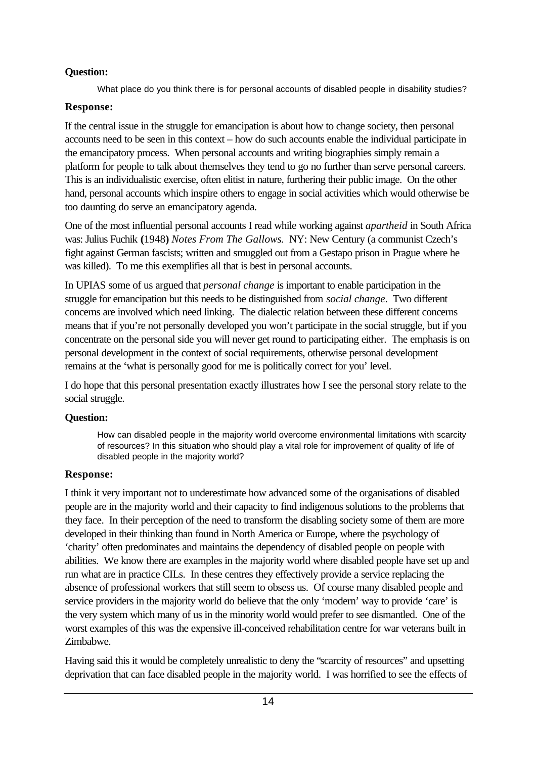**Question:**

> What place do you think there is for personal accounts of disabled people in disability studies?

**Response:**

If the central issue in the struggle for emancipation is about how to change society, then personal accounts need to be seen in this context – how do such accounts enable the individual participate in the emancipatory process. When personal accounts and writing biographies simply remain a platform for people to talk about themselves they tend to go no further than serve personal careers. This is an individualistic exercise, often elitist in nature, furthering their public image. On the other hand, personal accounts which inspire others to engage in social activities which would otherwise be too daunting do serve an emancipatory agenda.

One of the most influential personal accounts I read while working against *apartheid* in South Africa was: Julius Fuchik **(**1948**)** *Notes From The Gallows.* NY: New Century (a communist Czech's fight against German fascists; written and smuggled out from a Gestapo prison in Prague where he was killed). To me this exemplifies all that is best in personal accounts.

In UPIAS some of us argued that *personal change* is important to enable participation in the struggle for emancipation but this needs to be distinguished from *social change*. Two different concerns are involved which need linking. The dialectic relation between these different concerns means that if you're not personally developed you won't participate in the social struggle, but if you concentrate on the personal side you will never get round to participating either. The emphasis is on personal development in the context of social requirements, otherwise personal development remains at the 'what is personally good for me is politically correct for you' level.

I do hope that this personal presentation exactly illustrates how I see the personal story relate to the social struggle.

**Question:**

> How can disabled people in the majority world overcome environmental limitations with scarcity of resources? In this situation who should play a vital role for improvement of quality of life of disabled people in the majority world?

**Response:**

I think it very important not to underestimate how advanced some of the organisations of disabled people are in the majority world and their capacity to find indigenous solutions to the problems that they face. In their perception of the need to transform the disabling society some of them are more developed in their thinking than found in North America or Europe, where the psychology of 'charity' often predominates and maintains the dependency of disabled people on people with abilities. We know there are examples in the majority world where disabled people have set up and run what are in practice CILs. In these centres they effectively provide a service replacing the absence of professional workers that still seem to obsess us. Of course many disabled people and service providers in the majority world do believe that the only 'modern' way to provide 'care' is the very system which many of us in the minority world would prefer to see dismantled. One of the worst examples of this was the expensive ill-conceived rehabilitation centre for war veterans built in Zimbabwe.

Having said this it would be completely unrealistic to deny the "scarcity of resources" and upsetting deprivation that can face disabled people in the majority world. I was horrified to see the effects of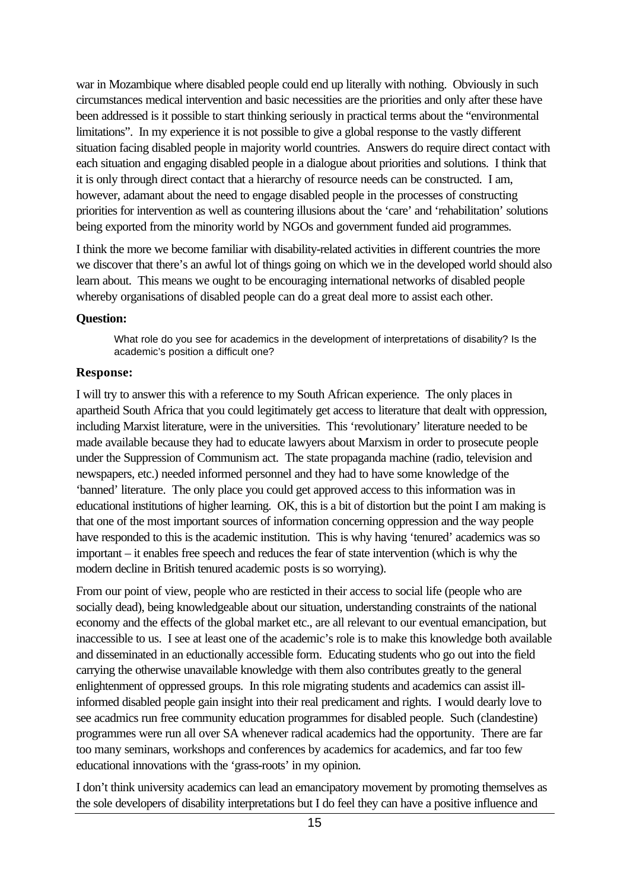war in Mozambique where disabled people could end up literally with nothing. Obviously in such circumstances medical intervention and basic necessities are the priorities and only after these have been addressed is it possible to start thinking seriously in practical terms about the "environmental limitations". In my experience it is not possible to give a global response to the vastly different situation facing disabled people in majority world countries. Answers do require direct contact with each situation and engaging disabled people in a dialogue about priorities and solutions. I think that it is only through direct contact that a hierarchy of resource needs can be constructed. I am, however, adamant about the need to engage disabled people in the processes of constructing priorities for intervention as well as countering illusions about the 'care' and 'rehabilitation' solutions being exported from the minority world by NGOs and government funded aid programmes.

I think the more we become familiar with disability-related activities in different countries the more we discover that there's an awful lot of things going on which we in the developed world should also learn about. This means we ought to be encouraging international networks of disabled people whereby organisations of disabled people can do a great deal more to assist each other.

**Question:**

> What role do you see for academics in the development of interpretations of disability? Is the academic's position a difficult one?

**Response:**

I will try to answer this with a reference to my South African experience. The only places in apartheid South Africa that you could legitimately get access to literature that dealt with oppression, including Marxist literature, were in the universities. This 'revolutionary' literature needed to be made available because they had to educate lawyers about Marxism in order to prosecute people under the Suppression of Communism act. The state propaganda machine (radio, television and newspapers, etc.) needed informed personnel and they had to have some knowledge of the 'banned' literature. The only place you could get approved access to this information was in educational institutions of higher learning. OK, this is a bit of distortion but the point I am making is that one of the most important sources of information concerning oppression and the way people have responded to this is the academic institution. This is why having 'tenured' academics was so important – it enables free speech and reduces the fear of state intervention (which is why the modern decline in British tenured academic posts is so worrying).

From our point of view, people who are resticted in their access to social life (people who are socially dead), being knowledgeable about our situation, understanding constraints of the national economy and the effects of the global market etc., are all relevant to our eventual emancipation, but inaccessible to us. I see at least one of the academic's role is to make this knowledge both available and disseminated in an eductionally accessible form. Educating students who go out into the field carrying the otherwise unavailable knowledge with them also contributes greatly to the general enlightenment of oppressed groups. In this role migrating students and academics can assist ill-informed disabled people gain insight into their real predicament and rights. I would dearly love to see acadmics run free community education programmes for disabled people. Such (clandestine) programmes were run all over SA whenever radical academics had the opportunity. There are far too many seminars, workshops and conferences by academics for academics, and far too few educational innovations with the 'grass-roots' in my opinion.

I don't think university academics can lead an emancipatory movement by promoting themselves as the sole developers of disability interpretations but I do feel they can have a positive influence and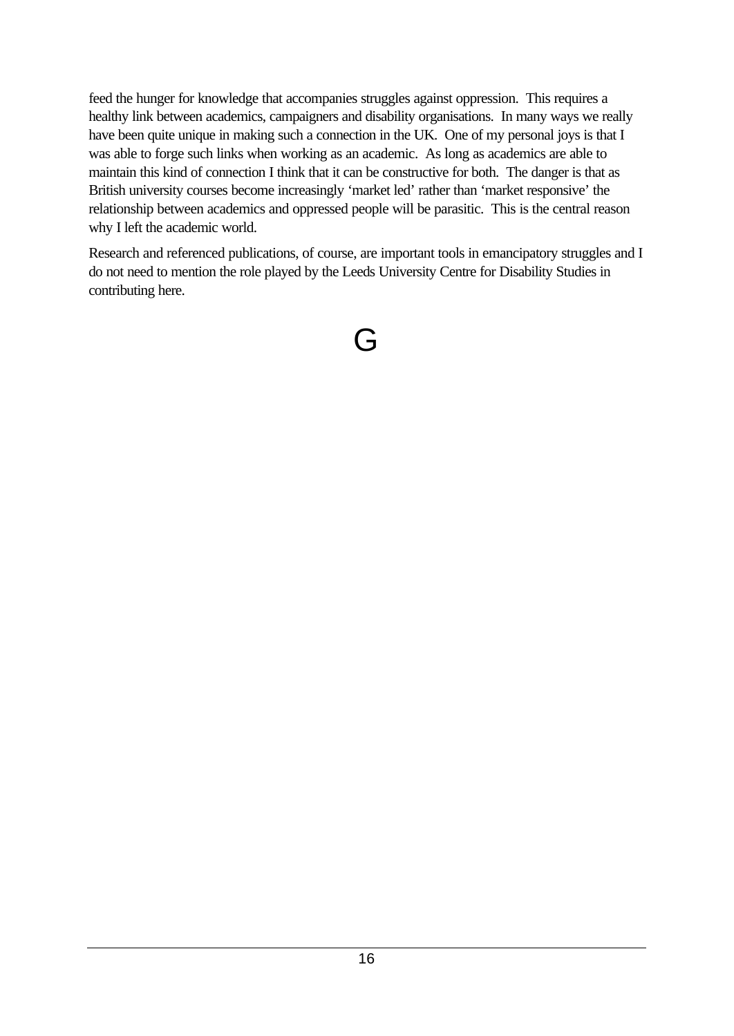feed the hunger for knowledge that accompanies struggles against oppression. This requires a healthy link between academics, campaigners and disability organisations. In many ways we really have been quite unique in making such a connection in the UK. One of my personal joys is that I was able to forge such links when working as an academic. As long as academics are able to maintain this kind of connection I think that it can be constructive for both. The danger is that as British university courses become increasingly 'market led' rather than 'market responsive' the relationship between academics and oppressed people will be parasitic. This is the central reason why I left the academic world.

Research and referenced publications, of course, are important tools in emancipatory struggles and I do not need to mention the role played by the Leeds University Centre for Disability Studies in contributing here.

G